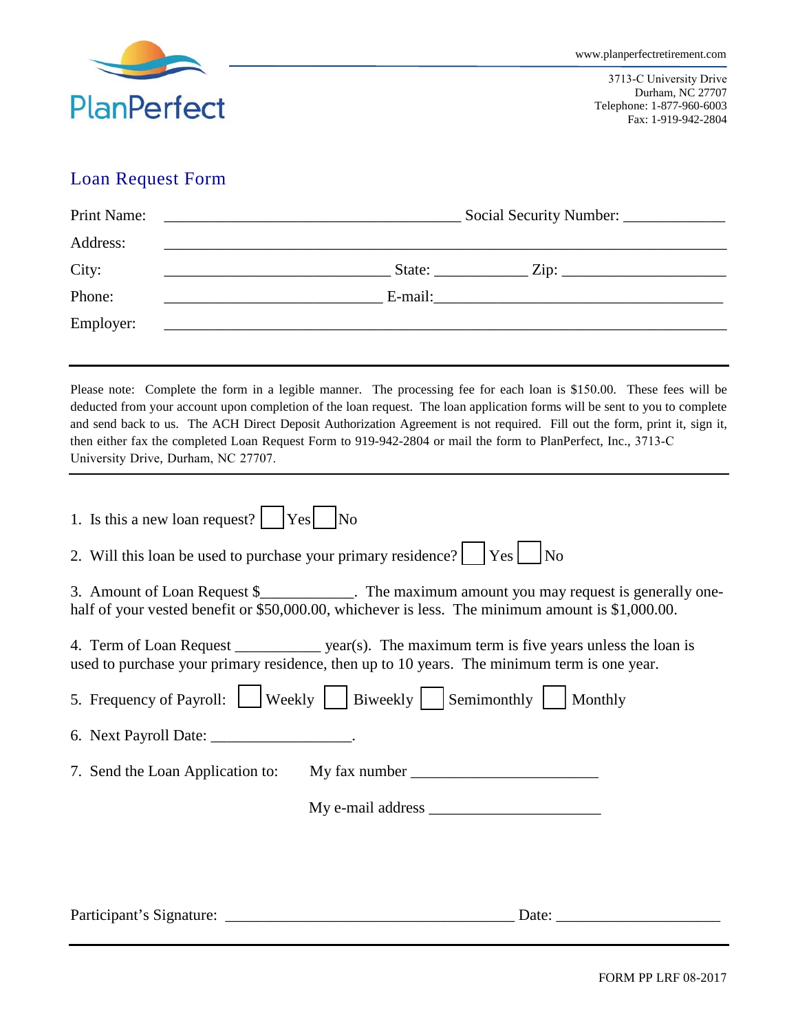PlanPerfect

www.planperfectretirement.com

3713-C University Drive
Durham, NC 27707
Telephone: 1-877-960-6003
Fax: 1-919-942-2804

## Loan Request Form

Print Name: ______________________________________ Social Security Number: ____________

Address: ________________________________________________________________________

City: _____________________________ State: ____________ Zip: _____________________

Phone: ____________________________ E-mail:____________________________________

Employer: ________________________________________________________________________

---

Please note: Complete the form in a legible manner. The processing fee for each loan is $150.00. These fees will be deducted from your account upon completion of the loan request. The loan application forms will be sent to you to complete and send back to us. The ACH Direct Deposit Authorization Agreement is not required. Fill out the form, print it, sign it, then either fax the completed Loan Request Form to 919-942-2804 or mail the form to PlanPerfect, Inc., 3713-C University Drive, Durham, NC 27707.

---

1. Is this a new loan request? ☐ Yes ☐ No

2. Will this loan be used to purchase your primary residence? ☐ Yes ☐ No

3. Amount of Loan Request $____________. The maximum amount you may request is generally one-half of your vested benefit or $50,000.00, whichever is less. The minimum amount is $1,000.00.

4. Term of Loan Request ___________ year(s). The maximum term is five years unless the loan is used to purchase your primary residence, then up to 10 years. The minimum term is one year.

5. Frequency of Payroll: ☐ Weekly ☐ Biweekly ☐ Semimonthly ☐ Monthly

6. Next Payroll Date: __________________.

7. Send the Loan Application to: My fax number _______________________

   My e-mail address _____________________

Participant's Signature: ____________________________________ Date: ____________________

FORM PP LRF 08-2017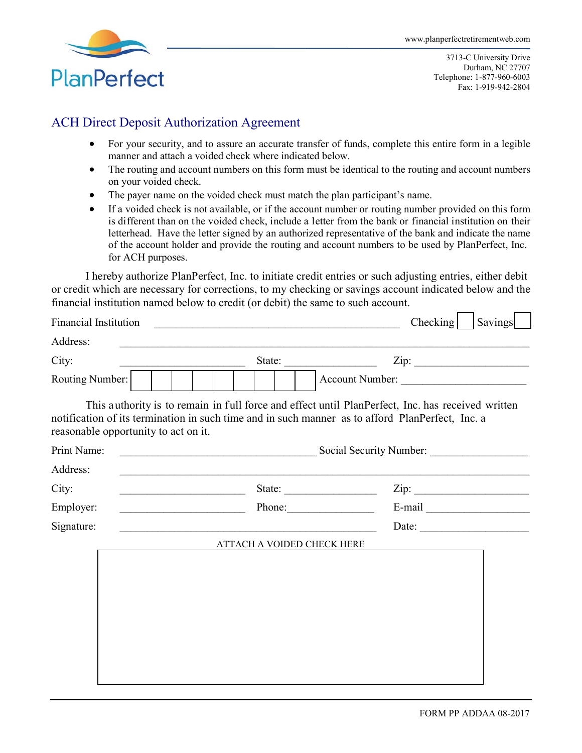PlanPerfect

www.planperfectretirementweb.com

3713-C University Drive
Durham, NC 27707
Telephone: 1-877-960-6003
Fax: 1-919-942-2804

## ACH Direct Deposit Authorization Agreement

- For your security, and to assure an accurate transfer of funds, complete this entire form in a legible manner and attach a voided check where indicated below.
- The routing and account numbers on this form must be identical to the routing and account numbers on your voided check.
- The payer name on the voided check must match the plan participant's name.
- If a voided check is not available, or if the account number or routing number provided on this form is different than on the voided check, include a letter from the bank or financial institution on their letterhead. Have the letter signed by an authorized representative of the bank and indicate the name of the account holder and provide the routing and account numbers to be used by PlanPerfect, Inc. for ACH purposes.

I hereby authorize PlanPerfect, Inc. to initiate credit entries or such adjusting entries, either debit or credit which are necessary for corrections, to my checking or savings account indicated below and the financial institution named below to credit (or debit) the same to such account.

Financial Institution ______________________________________________ Checking ☐ Savings ☐

Address: ________________________________________________________________________

City: ______________________ State: ________________ Zip: ____________________

Routing Number: ☐☐☐☐☐☐☐☐☐ Account Number: ______________________

This authority is to remain in full force and effect until PlanPerfect, Inc. has received written notification of its termination in such time and in such manner as to afford PlanPerfect, Inc. a reasonable opportunity to act on it.

Print Name: ___________________________________ Social Security Number: _________________

Address: ________________________________________________________________________

City: ______________________ State: ________________ Zip: ____________________

Employer: ______________________ Phone: ________________ E-mail ____________________

Signature: ______________________________________________ Date: ____________________

ATTACH A VOIDED CHECK HERE

FORM PP ADDAA 08-2017